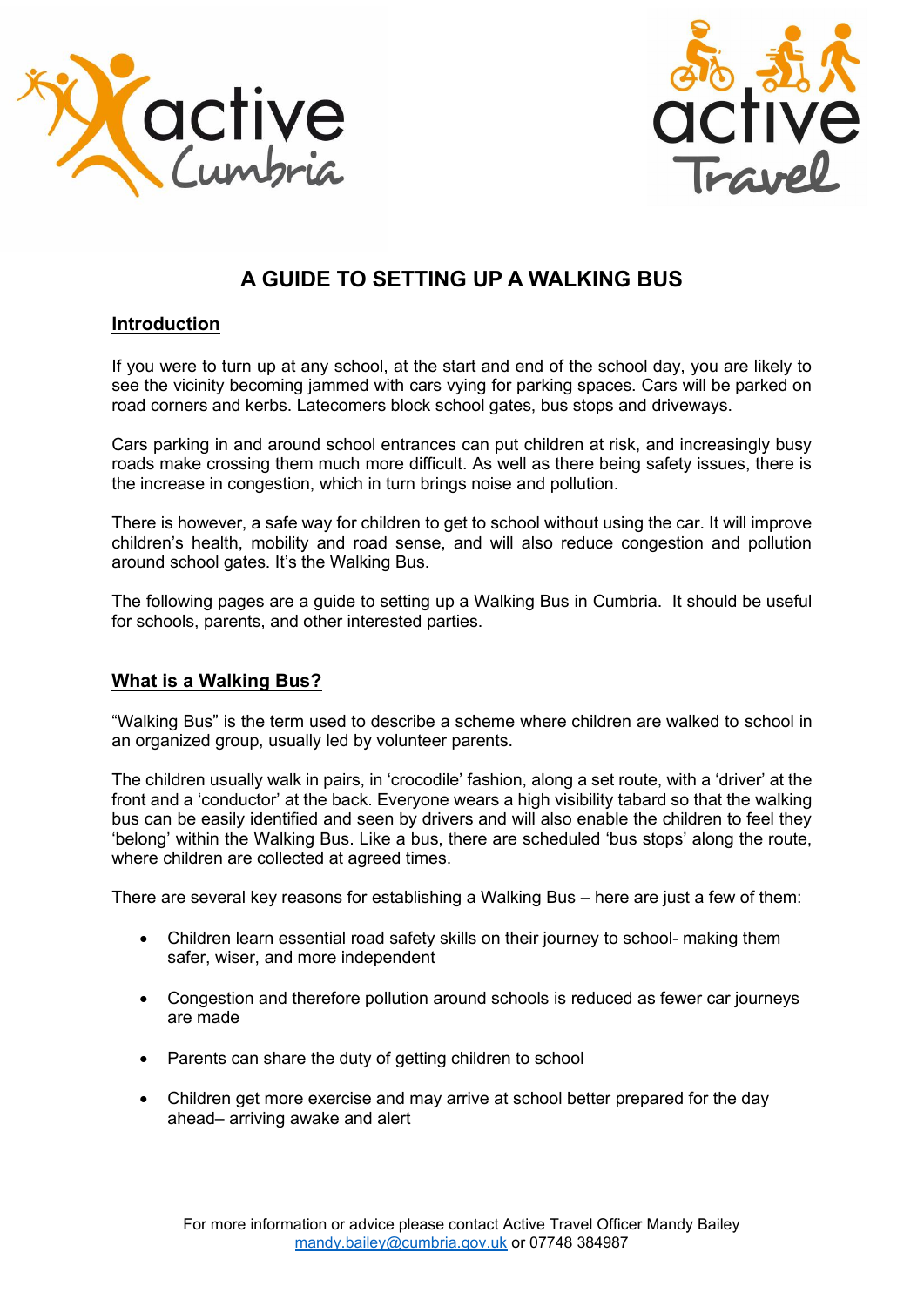# A GUIDE TO SETTING UP A WALKING BUS

## Introduction

If you were to turn up at any school, at the start and end of the school day, you are likely to see the vicinity becoming jammed with cars vying for parking spaces. Cars will be parked on road corners and kerbs. Latecomers block school gates, bus stops and driveways.

Cars parking in and around school entrances can put children at risk, and increasingly busy roads make crossing them much more difficult. As well as there being safety issues, there is the increase in congestion, which in turn brings noise and pollution.

There is however, a safe way for children to get to school without using the car. It will improve children's health, mobility and road sense, and will also reduce congestion and pollution around school gates. It's the Walking Bus.

The following pages are a guide to setting up a Walking Bus in Cumbria. It should be useful for schools, parents, and other interested parties.

## What is a Walking Bus?

"Walking Bus" is the term used to describe a scheme where children are walked to school in an organized group, usually led by volunteer parents.

The children usually walk in pairs, in 'crocodile' fashion, along a set route, with a 'driver' at the front and a 'conductor' at the back. Everyone wears a high visibility tabard so that the walking bus can be easily identified and seen by drivers and will also enable the children to feel they 'belong' within the Walking Bus. Like a bus, there are scheduled 'bus stops' along the route, where children are collected at agreed times.

There are several key reasons for establishing a Walking Bus – here are just a few of them:

- Children learn essential road safety skills on their journey to school- making them safer, wiser, and more independent
- Congestion and therefore pollution around schools is reduced as fewer car journeys are made
- Parents can share the duty of getting children to school
- Children get more exercise and may arrive at school better prepared for the day ahead– arriving awake and alert

For more information or advice please contact Active Travel Officer Mandy Bailey mandy.bailey@cumbria.gov.uk or 07748 384987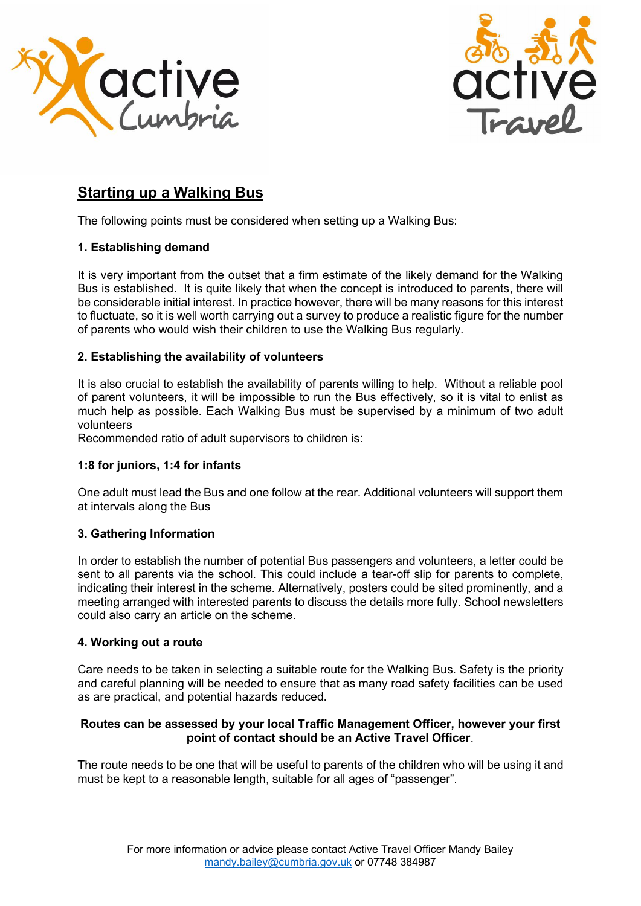## Starting up a Walking Bus

The following points must be considered when setting up a Walking Bus:

### 1. Establishing demand

It is very important from the outset that a firm estimate of the likely demand for the Walking Bus is established. It is quite likely that when the concept is introduced to parents, there will be considerable initial interest. In practice however, there will be many reasons for this interest to fluctuate, so it is well worth carrying out a survey to produce a realistic figure for the number of parents who would wish their children to use the Walking Bus regularly.

### 2. Establishing the availability of volunteers

It is also crucial to establish the availability of parents willing to help. Without a reliable pool of parent volunteers, it will be impossible to run the Bus effectively, so it is vital to enlist as much help as possible. Each Walking Bus must be supervised by a minimum of two adult volunteers

Recommended ratio of adult supervisors to children is:

**1:8 for juniors, 1:4 for infants**

One adult must lead the Bus and one follow at the rear. Additional volunteers will support them at intervals along the Bus

### 3. Gathering Information

In order to establish the number of potential Bus passengers and volunteers, a letter could be sent to all parents via the school. This could include a tear-off slip for parents to complete, indicating their interest in the scheme. Alternatively, posters could be sited prominently, and a meeting arranged with interested parents to discuss the details more fully. School newsletters could also carry an article on the scheme.

### 4. Working out a route

Care needs to be taken in selecting a suitable route for the Walking Bus. Safety is the priority and careful planning will be needed to ensure that as many road safety facilities can be used as are practical, and potential hazards reduced.

**Routes can be assessed by your local Traffic Management Officer, however your first point of contact should be an Active Travel Officer**.

The route needs to be one that will be useful to parents of the children who will be using it and must be kept to a reasonable length, suitable for all ages of "passenger".

For more information or advice please contact Active Travel Officer Mandy Bailey
mandy.bailey@cumbria.gov.uk or 07748 384987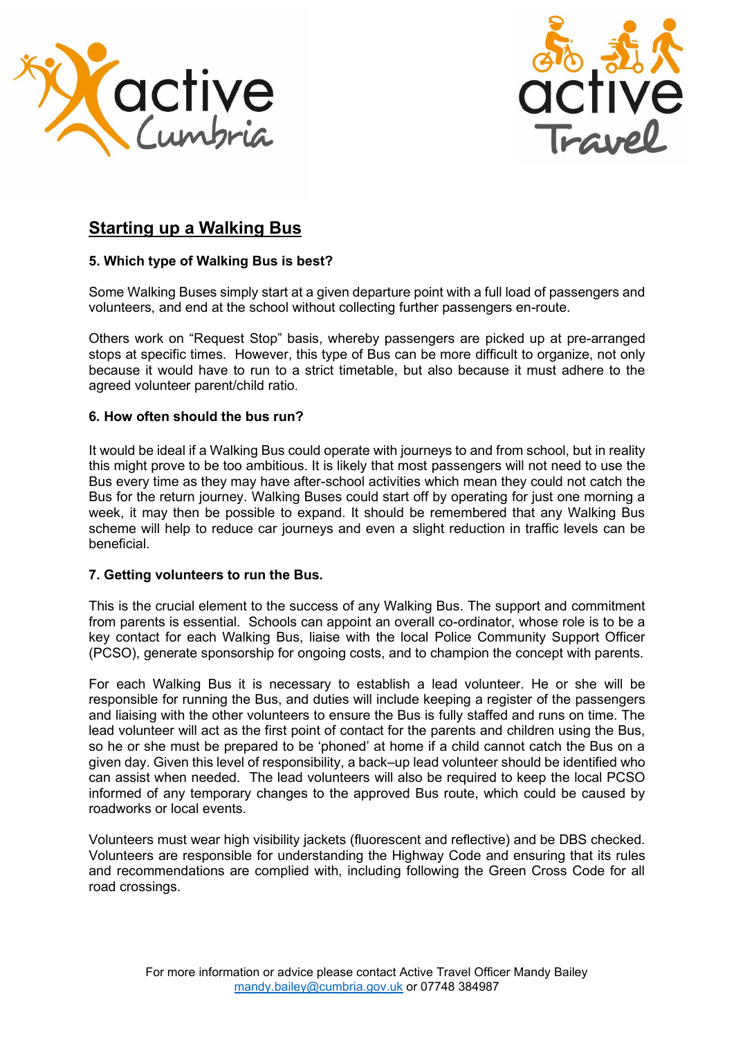## Starting up a Walking Bus

### 5. Which type of Walking Bus is best?

Some Walking Buses simply start at a given departure point with a full load of passengers and volunteers, and end at the school without collecting further passengers en-route.

Others work on "Request Stop" basis, whereby passengers are picked up at pre-arranged stops at specific times. However, this type of Bus can be more difficult to organize, not only because it would have to run to a strict timetable, but also because it must adhere to the agreed volunteer parent/child ratio.

### 6. How often should the bus run?

It would be ideal if a Walking Bus could operate with journeys to and from school, but in reality this might prove to be too ambitious. It is likely that most passengers will not need to use the Bus every time as they may have after-school activities which mean they could not catch the Bus for the return journey. Walking Buses could start off by operating for just one morning a week, it may then be possible to expand. It should be remembered that any Walking Bus scheme will help to reduce car journeys and even a slight reduction in traffic levels can be beneficial.

### 7. Getting volunteers to run the Bus.

This is the crucial element to the success of any Walking Bus. The support and commitment from parents is essential. Schools can appoint an overall co-ordinator, whose role is to be a key contact for each Walking Bus, liaise with the local Police Community Support Officer (PCSO), generate sponsorship for ongoing costs, and to champion the concept with parents.

For each Walking Bus it is necessary to establish a lead volunteer. He or she will be responsible for running the Bus, and duties will include keeping a register of the passengers and liaising with the other volunteers to ensure the Bus is fully staffed and runs on time. The lead volunteer will act as the first point of contact for the parents and children using the Bus, so he or she must be prepared to be 'phoned' at home if a child cannot catch the Bus on a given day. Given this level of responsibility, a back–up lead volunteer should be identified who can assist when needed. The lead volunteers will also be required to keep the local PCSO informed of any temporary changes to the approved Bus route, which could be caused by roadworks or local events.

Volunteers must wear high visibility jackets (fluorescent and reflective) and be DBS checked. Volunteers are responsible for understanding the Highway Code and ensuring that its rules and recommendations are complied with, including following the Green Cross Code for all road crossings.

For more information or advice please contact Active Travel Officer Mandy Bailey
mandy.bailey@cumbria.gov.uk or 07748 384987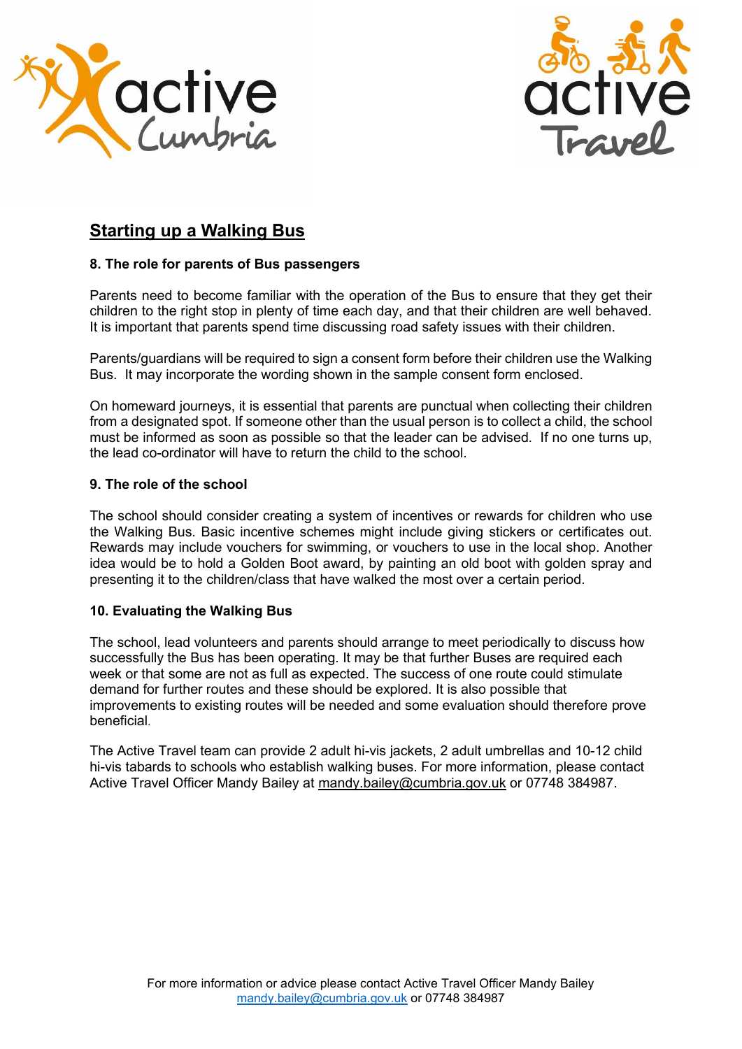## Starting up a Walking Bus

### 8. The role for parents of Bus passengers

Parents need to become familiar with the operation of the Bus to ensure that they get their children to the right stop in plenty of time each day, and that their children are well behaved. It is important that parents spend time discussing road safety issues with their children.

Parents/guardians will be required to sign a consent form before their children use the Walking Bus. It may incorporate the wording shown in the sample consent form enclosed.

On homeward journeys, it is essential that parents are punctual when collecting their children from a designated spot. If someone other than the usual person is to collect a child, the school must be informed as soon as possible so that the leader can be advised. If no one turns up, the lead co-ordinator will have to return the child to the school.

### 9. The role of the school

The school should consider creating a system of incentives or rewards for children who use the Walking Bus. Basic incentive schemes might include giving stickers or certificates out. Rewards may include vouchers for swimming, or vouchers to use in the local shop. Another idea would be to hold a Golden Boot award, by painting an old boot with golden spray and presenting it to the children/class that have walked the most over a certain period.

### 10. Evaluating the Walking Bus

The school, lead volunteers and parents should arrange to meet periodically to discuss how successfully the Bus has been operating. It may be that further Buses are required each week or that some are not as full as expected. The success of one route could stimulate demand for further routes and these should be explored. It is also possible that improvements to existing routes will be needed and some evaluation should therefore prove beneficial.

The Active Travel team can provide 2 adult hi-vis jackets, 2 adult umbrellas and 10-12 child hi-vis tabards to schools who establish walking buses. For more information, please contact Active Travel Officer Mandy Bailey at mandy.bailey@cumbria.gov.uk or 07748 384987.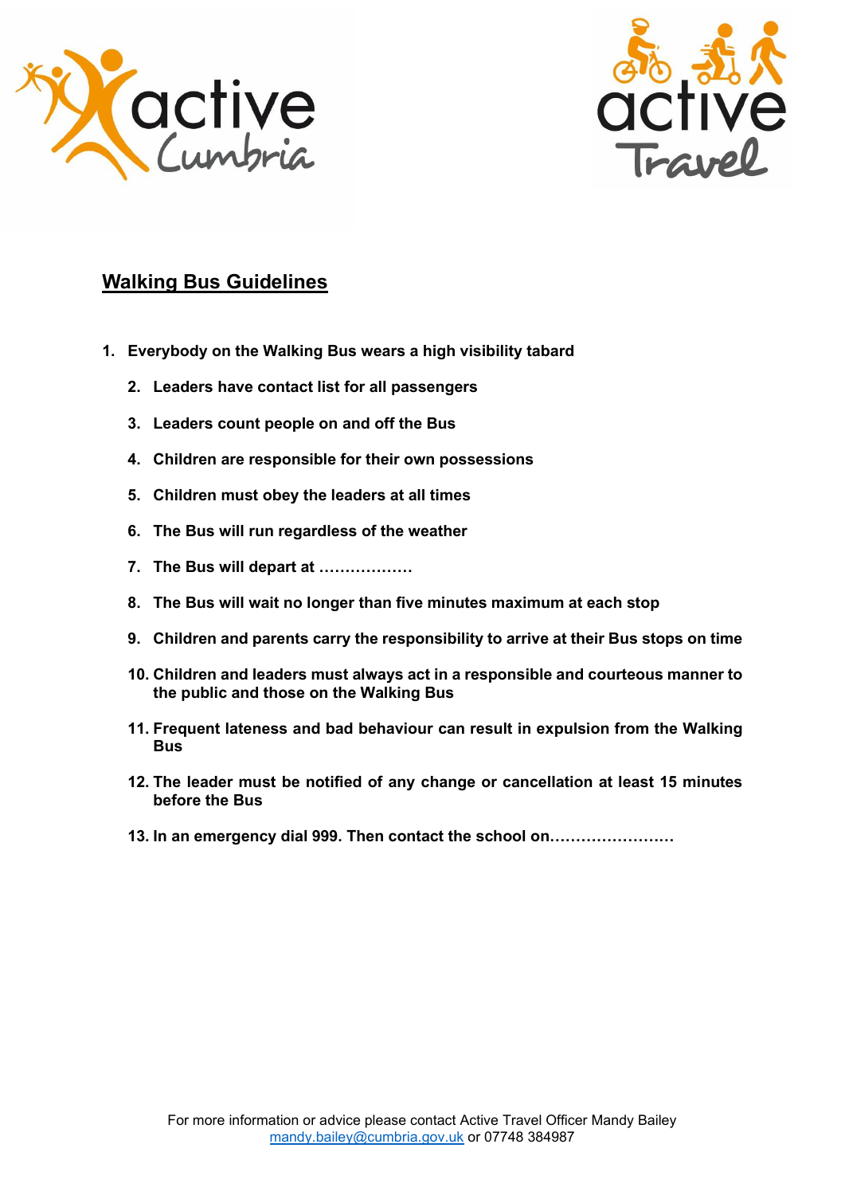## Walking Bus Guidelines

1. **Everybody on the Walking Bus wears a high visibility tabard**
2. **Leaders have contact list for all passengers**
3. **Leaders count people on and off the Bus**
4. **Children are responsible for their own possessions**
5. **Children must obey the leaders at all times**
6. **The Bus will run regardless of the weather**
7. **The Bus will depart at ………………**
8. **The Bus will wait no longer than five minutes maximum at each stop**
9. **Children and parents carry the responsibility to arrive at their Bus stops on time**
10. **Children and leaders must always act in a responsible and courteous manner to the public and those on the Walking Bus**
11. **Frequent lateness and bad behaviour can result in expulsion from the Walking Bus**
12. **The leader must be notified of any change or cancellation at least 15 minutes before the Bus**
13. **In an emergency dial 999. Then contact the school on……………………**

For more information or advice please contact Active Travel Officer Mandy Bailey
mandy.bailey@cumbria.gov.uk or 07748 384987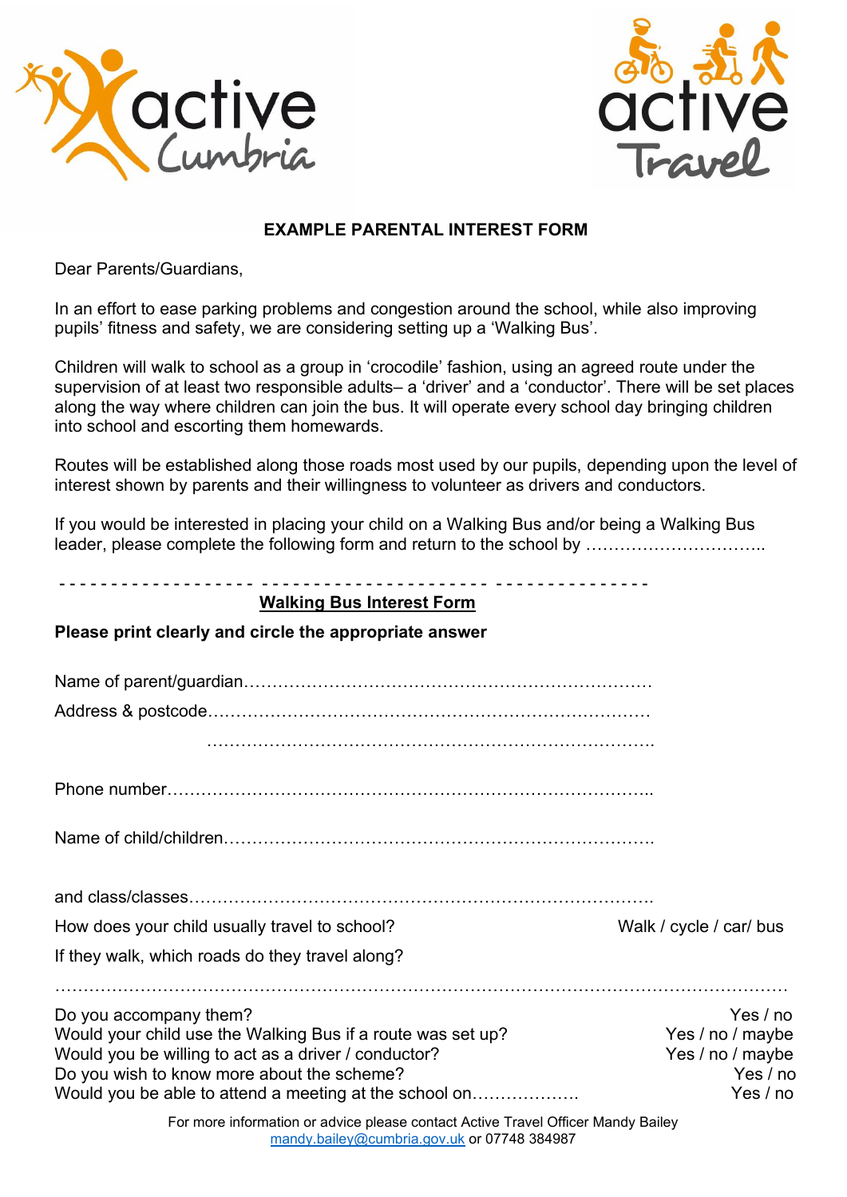**EXAMPLE PARENTAL INTEREST FORM**

Dear Parents/Guardians,

In an effort to ease parking problems and congestion around the school, while also improving pupils' fitness and safety, we are considering setting up a 'Walking Bus'.

Children will walk to school as a group in 'crocodile' fashion, using an agreed route under the supervision of at least two responsible adults– a 'driver' and a 'conductor'. There will be set places along the way where children can join the bus. It will operate every school day bringing children into school and escorting them homewards.

Routes will be established along those roads most used by our pupils, depending upon the level of interest shown by parents and their willingness to volunteer as drivers and conductors.

If you would be interested in placing your child on a Walking Bus and/or being a Walking Bus leader, please complete the following form and return to the school by …………………………..

- - - - - - - - - - - - - - - - - - - - - - - - - - - - - - - - - - - - - - - - - - - - - - - - - - - - -

**Walking Bus Interest Form**

**Please print clearly and circle the appropriate answer**

Name of parent/guardian………………………………………………………………

Address & postcode……………………………………………………………………

……………………………………………………………………….

Phone number…………………………………………………………………………..

Name of child/children………………………………………………………………….

and class/classes……………………………………………………………………….

How does your child usually travel to school? Walk / cycle / car/ bus

If they walk, which roads do they travel along?

……………………………………………………………………………………………………………

| | |
|---|---|
| Do you accompany them? | Yes / no |
| Would your child use the Walking Bus if a route was set up? | Yes / no / maybe |
| Would you be willing to act as a driver / conductor? | Yes / no / maybe |
| Do you wish to know more about the scheme? | Yes / no |
| Would you be able to attend a meeting at the school on………………. | Yes / no |

For more information or advice please contact Active Travel Officer Mandy Bailey
mandy.bailey@cumbria.gov.uk or 07748 384987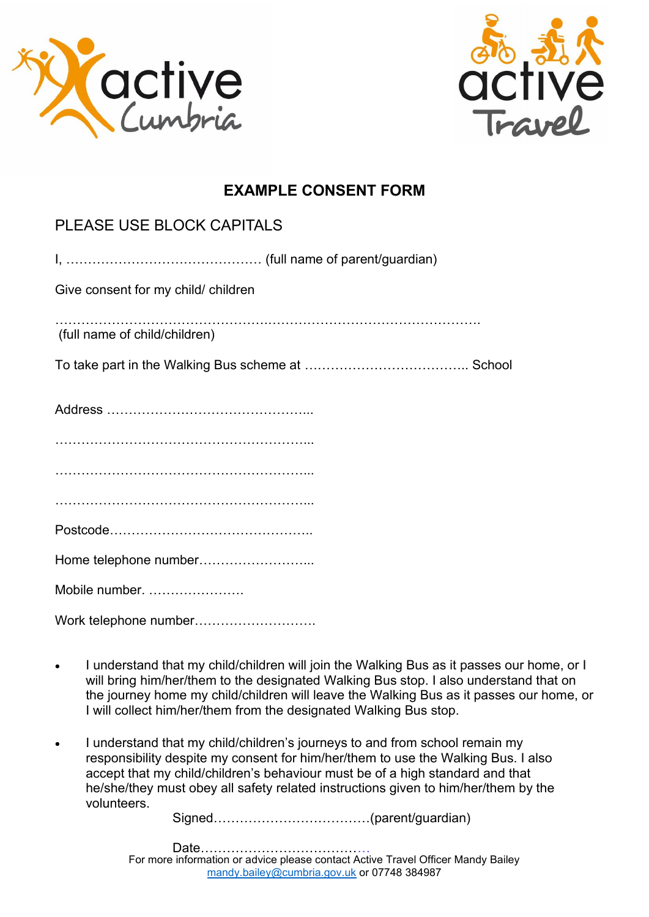# EXAMPLE CONSENT FORM

PLEASE USE BLOCK CAPITALS

I, ……………………………………… (full name of parent/guardian)

Give consent for my child/ children

…………………………………….…………………………………………….
(full name of child/children)

To take part in the Walking Bus scheme at ……………………………….. School

Address ………………………………………...

…………………………………………………...

…………………………………………………...

…………………………………………………...

Postcode………………………………………..

Home telephone number……………………...

Mobile number. ………………….

Work telephone number……………………….

- I understand that my child/children will join the Walking Bus as it passes our home, or I will bring him/her/them to the designated Walking Bus stop. I also understand that on the journey home my child/children will leave the Walking Bus as it passes our home, or I will collect him/her/them from the designated Walking Bus stop.
- I understand that my child/children's journeys to and from school remain my responsibility despite my consent for him/her/them to use the Walking Bus. I also accept that my child/children's behaviour must be of a high standard and that he/she/they must obey all safety related instructions given to him/her/them by the volunteers.

Signed………………………………(parent/guardian)

Date…………………………………

For more information or advice please contact Active Travel Officer Mandy Bailey mandy.bailey@cumbria.gov.uk or 07748 384987